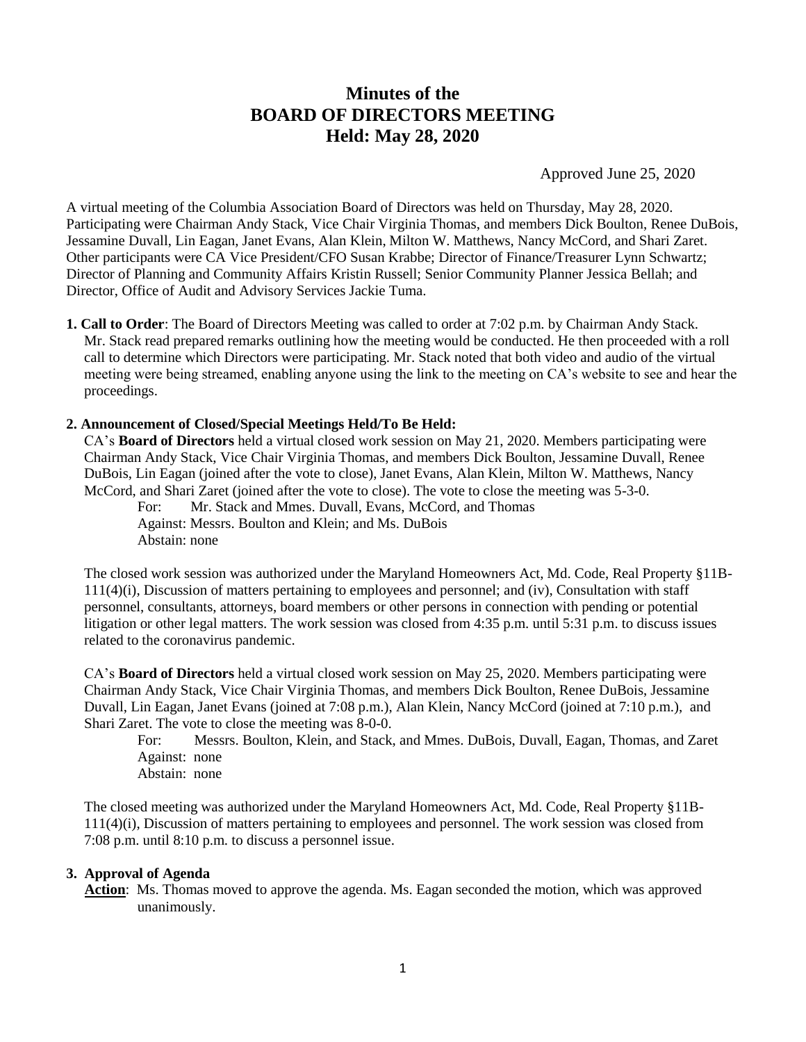# Minutes of the BOARD OF DIRECTORS MEETING Held: May 28, 2020

Approved June 25, 2020

A virtual meeting of the Columbia Association Board of Directors was held on Thursday, May 28, 2020. Participating were Chairman Andy Stack, Vice Chair Virginia Thomas, and members Dick Boulton, Renee DuBois, Jessamine Duvall, Lin Eagan, Janet Evans, Alan Klein, Milton W. Matthews, Nancy McCord, and Shari Zaret. Other participants were CA Vice President/CFO Susan Krabbe; Director of Finance/Treasurer Lynn Schwartz; Director of Planning and Community Affairs Kristin Russell; Senior Community Planner Jessica Bellah; and Director, Office of Audit and Advisory Services Jackie Tuma.

**1. Call to Order**: The Board of Directors Meeting was called to order at 7:02 p.m. by Chairman Andy Stack. Mr. Stack read prepared remarks outlining how the meeting would be conducted. He then proceeded with a roll call to determine which Directors were participating. Mr. Stack noted that both video and audio of the virtual meeting were being streamed, enabling anyone using the link to the meeting on CA's website to see and hear the proceedings.

**2. Announcement of Closed/Special Meetings Held/To Be Held:**

CA's **Board of Directors** held a virtual closed work session on May 21, 2020. Members participating were Chairman Andy Stack, Vice Chair Virginia Thomas, and members Dick Boulton, Jessamine Duvall, Renee DuBois, Lin Eagan (joined after the vote to close), Janet Evans, Alan Klein, Milton W. Matthews, Nancy McCord, and Shari Zaret (joined after the vote to close). The vote to close the meeting was 5-3-0.

For: Mr. Stack and Mmes. Duvall, Evans, McCord, and Thomas
Against: Messrs. Boulton and Klein; and Ms. DuBois
Abstain: none

The closed work session was authorized under the Maryland Homeowners Act, Md. Code, Real Property §11B-111(4)(i), Discussion of matters pertaining to employees and personnel; and (iv), Consultation with staff personnel, consultants, attorneys, board members or other persons in connection with pending or potential litigation or other legal matters. The work session was closed from 4:35 p.m. until 5:31 p.m. to discuss issues related to the coronavirus pandemic.

CA's **Board of Directors** held a virtual closed work session on May 25, 2020. Members participating were Chairman Andy Stack, Vice Chair Virginia Thomas, and members Dick Boulton, Renee DuBois, Jessamine Duvall, Lin Eagan, Janet Evans (joined at 7:08 p.m.), Alan Klein, Nancy McCord (joined at 7:10 p.m.), and Shari Zaret. The vote to close the meeting was 8-0-0.

For: Messrs. Boulton, Klein, and Stack, and Mmes. DuBois, Duvall, Eagan, Thomas, and Zaret
Against: none
Abstain: none

The closed meeting was authorized under the Maryland Homeowners Act, Md. Code, Real Property §11B-111(4)(i), Discussion of matters pertaining to employees and personnel. The work session was closed from 7:08 p.m. until 8:10 p.m. to discuss a personnel issue.

**3. Approval of Agenda**

**Action**: Ms. Thomas moved to approve the agenda. Ms. Eagan seconded the motion, which was approved unanimously.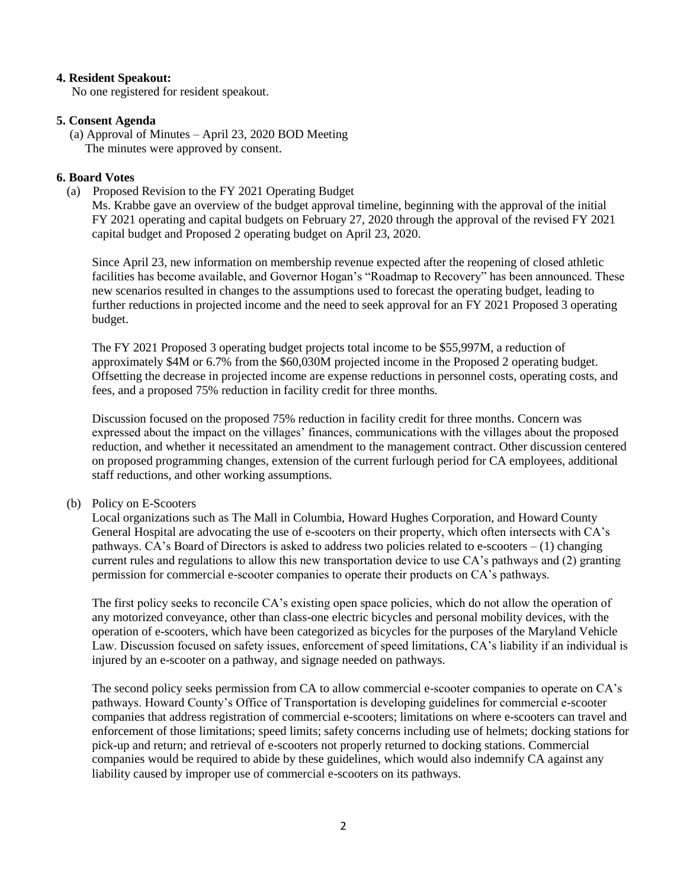**4. Resident Speakout:**

No one registered for resident speakout.

**5. Consent Agenda**

(a) Approval of Minutes – April 23, 2020 BOD Meeting
The minutes were approved by consent.

**6. Board Votes**

(a) Proposed Revision to the FY 2021 Operating Budget

Ms. Krabbe gave an overview of the budget approval timeline, beginning with the approval of the initial FY 2021 operating and capital budgets on February 27, 2020 through the approval of the revised FY 2021 capital budget and Proposed 2 operating budget on April 23, 2020.

Since April 23, new information on membership revenue expected after the reopening of closed athletic facilities has become available, and Governor Hogan's "Roadmap to Recovery" has been announced. These new scenarios resulted in changes to the assumptions used to forecast the operating budget, leading to further reductions in projected income and the need to seek approval for an FY 2021 Proposed 3 operating budget.

The FY 2021 Proposed 3 operating budget projects total income to be $55,997M, a reduction of approximately $4M or 6.7% from the $60,030M projected income in the Proposed 2 operating budget. Offsetting the decrease in projected income are expense reductions in personnel costs, operating costs, and fees, and a proposed 75% reduction in facility credit for three months.

Discussion focused on the proposed 75% reduction in facility credit for three months. Concern was expressed about the impact on the villages' finances, communications with the villages about the proposed reduction, and whether it necessitated an amendment to the management contract. Other discussion centered on proposed programming changes, extension of the current furlough period for CA employees, additional staff reductions, and other working assumptions.

(b) Policy on E-Scooters

Local organizations such as The Mall in Columbia, Howard Hughes Corporation, and Howard County General Hospital are advocating the use of e-scooters on their property, which often intersects with CA's pathways. CA's Board of Directors is asked to address two policies related to e-scooters – (1) changing current rules and regulations to allow this new transportation device to use CA's pathways and (2) granting permission for commercial e-scooter companies to operate their products on CA's pathways.

The first policy seeks to reconcile CA's existing open space policies, which do not allow the operation of any motorized conveyance, other than class-one electric bicycles and personal mobility devices, with the operation of e-scooters, which have been categorized as bicycles for the purposes of the Maryland Vehicle Law. Discussion focused on safety issues, enforcement of speed limitations, CA's liability if an individual is injured by an e-scooter on a pathway, and signage needed on pathways.

The second policy seeks permission from CA to allow commercial e-scooter companies to operate on CA's pathways. Howard County's Office of Transportation is developing guidelines for commercial e-scooter companies that address registration of commercial e-scooters; limitations on where e-scooters can travel and enforcement of those limitations; speed limits; safety concerns including use of helmets; docking stations for pick-up and return; and retrieval of e-scooters not properly returned to docking stations. Commercial companies would be required to abide by these guidelines, which would also indemnify CA against any liability caused by improper use of commercial e-scooters on its pathways.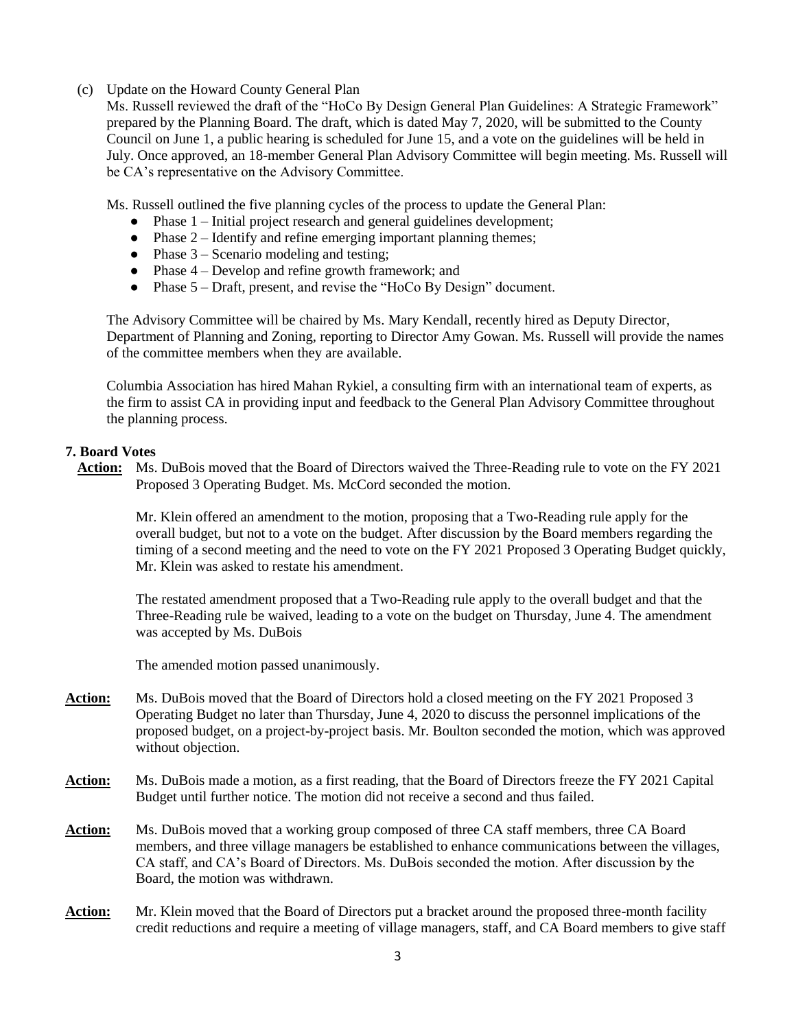(c) Update on the Howard County General Plan

Ms. Russell reviewed the draft of the "HoCo By Design General Plan Guidelines: A Strategic Framework" prepared by the Planning Board. The draft, which is dated May 7, 2020, will be submitted to the County Council on June 1, a public hearing is scheduled for June 15, and a vote on the guidelines will be held in July. Once approved, an 18-member General Plan Advisory Committee will begin meeting. Ms. Russell will be CA's representative on the Advisory Committee.

Ms. Russell outlined the five planning cycles of the process to update the General Plan:

- Phase 1 – Initial project research and general guidelines development;
- Phase 2 – Identify and refine emerging important planning themes;
- Phase 3 – Scenario modeling and testing;
- Phase 4 – Develop and refine growth framework; and
- Phase 5 – Draft, present, and revise the "HoCo By Design" document.

The Advisory Committee will be chaired by Ms. Mary Kendall, recently hired as Deputy Director, Department of Planning and Zoning, reporting to Director Amy Gowan. Ms. Russell will provide the names of the committee members when they are available.

Columbia Association has hired Mahan Rykiel, a consulting firm with an international team of experts, as the firm to assist CA in providing input and feedback to the General Plan Advisory Committee throughout the planning process.

## 7. Board Votes

**Action:** Ms. DuBois moved that the Board of Directors waived the Three-Reading rule to vote on the FY 2021 Proposed 3 Operating Budget. Ms. McCord seconded the motion.

Mr. Klein offered an amendment to the motion, proposing that a Two-Reading rule apply for the overall budget, but not to a vote on the budget. After discussion by the Board members regarding the timing of a second meeting and the need to vote on the FY 2021 Proposed 3 Operating Budget quickly, Mr. Klein was asked to restate his amendment.

The restated amendment proposed that a Two-Reading rule apply to the overall budget and that the Three-Reading rule be waived, leading to a vote on the budget on Thursday, June 4. The amendment was accepted by Ms. DuBois

The amended motion passed unanimously.

**Action:** Ms. DuBois moved that the Board of Directors hold a closed meeting on the FY 2021 Proposed 3 Operating Budget no later than Thursday, June 4, 2020 to discuss the personnel implications of the proposed budget, on a project-by-project basis. Mr. Boulton seconded the motion, which was approved without objection.

**Action:** Ms. DuBois made a motion, as a first reading, that the Board of Directors freeze the FY 2021 Capital Budget until further notice. The motion did not receive a second and thus failed.

**Action:** Ms. DuBois moved that a working group composed of three CA staff members, three CA Board members, and three village managers be established to enhance communications between the villages, CA staff, and CA's Board of Directors. Ms. DuBois seconded the motion. After discussion by the Board, the motion was withdrawn.

**Action:** Mr. Klein moved that the Board of Directors put a bracket around the proposed three-month facility credit reductions and require a meeting of village managers, staff, and CA Board members to give staff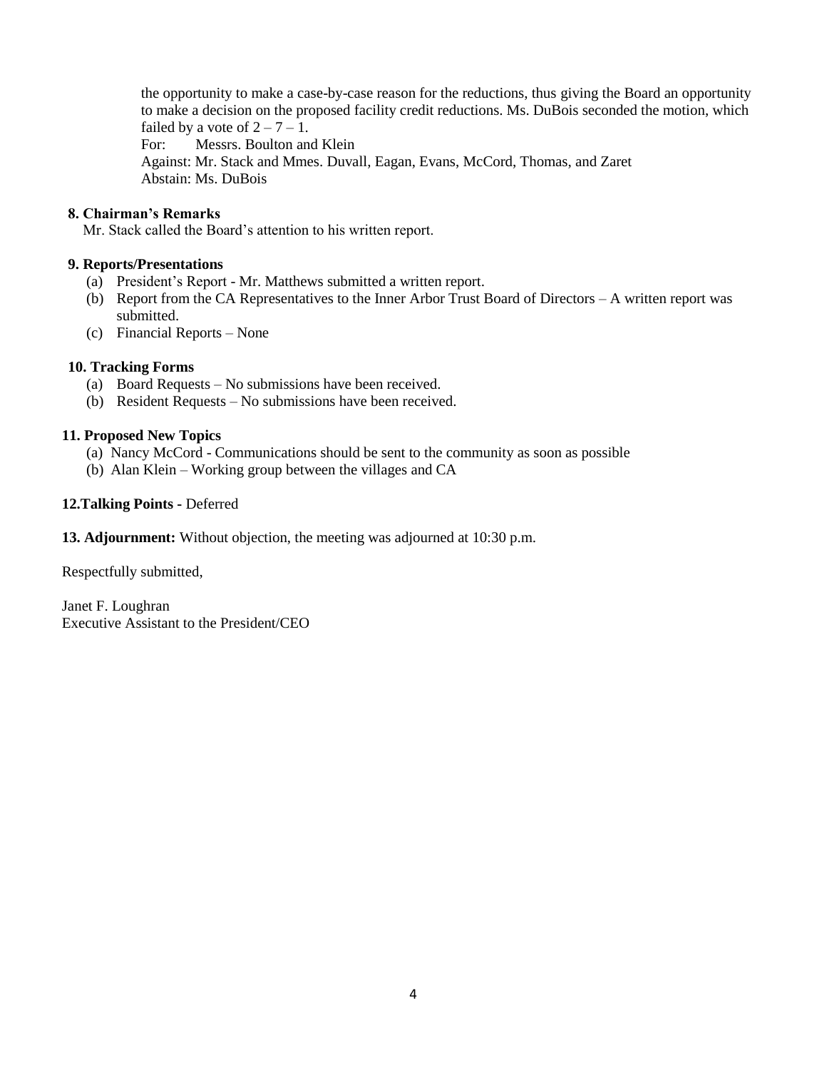the opportunity to make a case-by-case reason for the reductions, thus giving the Board an opportunity to make a decision on the proposed facility credit reductions. Ms. DuBois seconded the motion, which failed by a vote of 2 – 7 – 1.

For: Messrs. Boulton and Klein

Against: Mr. Stack and Mmes. Duvall, Eagan, Evans, McCord, Thomas, and Zaret

Abstain: Ms. DuBois

**8. Chairman's Remarks**

Mr. Stack called the Board's attention to his written report.

**9. Reports/Presentations**

(a) President's Report - Mr. Matthews submitted a written report.

(b) Report from the CA Representatives to the Inner Arbor Trust Board of Directors – A written report was submitted.

(c) Financial Reports – None

**10. Tracking Forms**

(a) Board Requests – No submissions have been received.

(b) Resident Requests – No submissions have been received.

**11. Proposed New Topics**

(a) Nancy McCord - Communications should be sent to the community as soon as possible

(b) Alan Klein – Working group between the villages and CA

**12.Talking Points -** Deferred

**13. Adjournment:** Without objection, the meeting was adjourned at 10:30 p.m.

Respectfully submitted,

Janet F. Loughran
Executive Assistant to the President/CEO